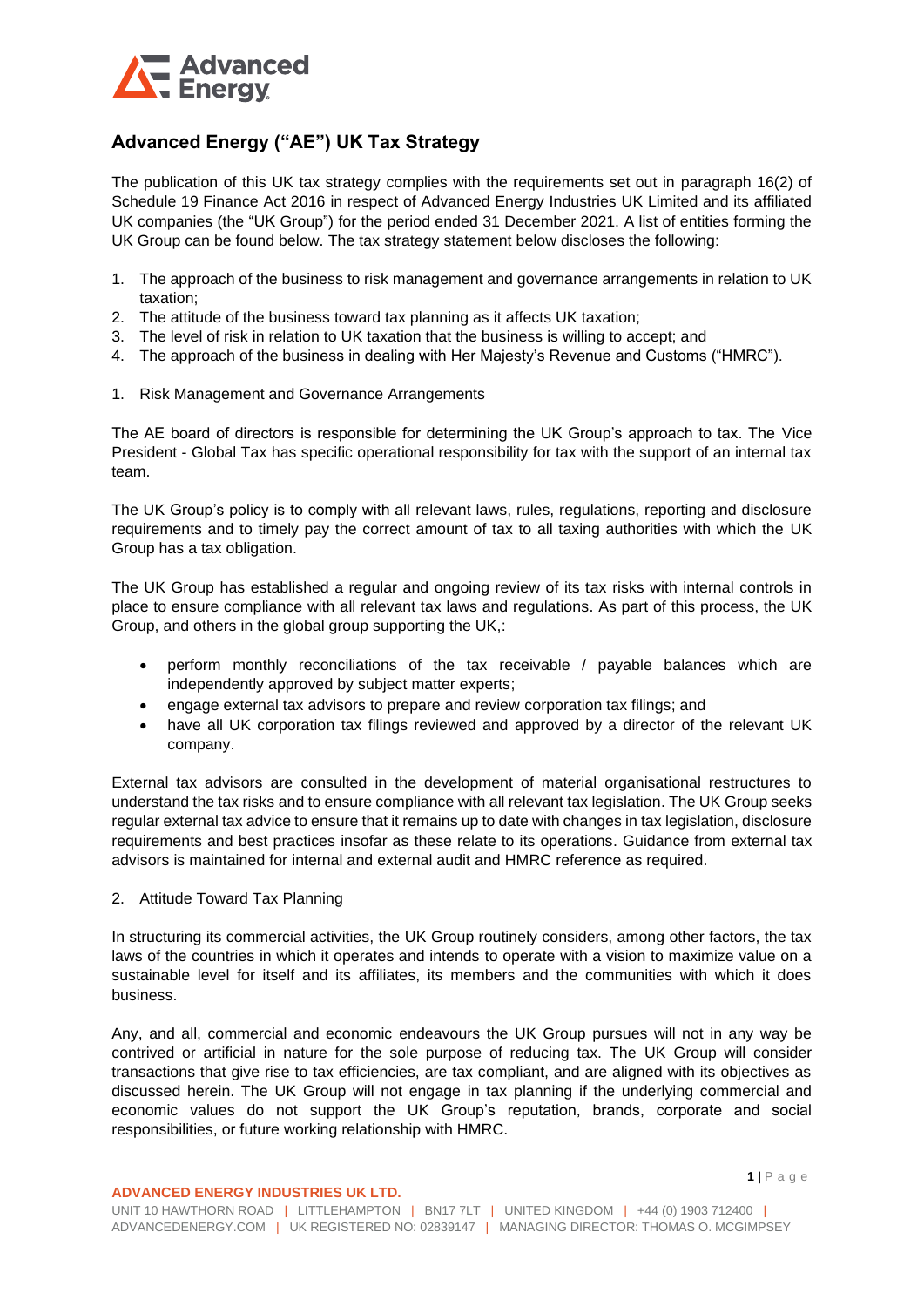# Advanced Energy ("AE") UK Tax Strategy

The publication of this UK tax strategy complies with the requirements set out in paragraph 16(2) of Schedule 19 Finance Act 2016 in respect of Advanced Energy Industries UK Limited and its affiliated UK companies (the "UK Group") for the period ended 31 December 2021. A list of entities forming the UK Group can be found below. The tax strategy statement below discloses the following:

1. The approach of the business to risk management and governance arrangements in relation to UK taxation;
2. The attitude of the business toward tax planning as it affects UK taxation;
3. The level of risk in relation to UK taxation that the business is willing to accept; and
4. The approach of the business in dealing with Her Majesty's Revenue and Customs ("HMRC").

## 1. Risk Management and Governance Arrangements

The AE board of directors is responsible for determining the UK Group's approach to tax. The Vice President - Global Tax has specific operational responsibility for tax with the support of an internal tax team.

The UK Group's policy is to comply with all relevant laws, rules, regulations, reporting and disclosure requirements and to timely pay the correct amount of tax to all taxing authorities with which the UK Group has a tax obligation.

The UK Group has established a regular and ongoing review of its tax risks with internal controls in place to ensure compliance with all relevant tax laws and regulations. As part of this process, the UK Group, and others in the global group supporting the UK,:

- perform monthly reconciliations of the tax receivable / payable balances which are independently approved by subject matter experts;
- engage external tax advisors to prepare and review corporation tax filings; and
- have all UK corporation tax filings reviewed and approved by a director of the relevant UK company.

External tax advisors are consulted in the development of material organisational restructures to understand the tax risks and to ensure compliance with all relevant tax legislation. The UK Group seeks regular external tax advice to ensure that it remains up to date with changes in tax legislation, disclosure requirements and best practices insofar as these relate to its operations. Guidance from external tax advisors is maintained for internal and external audit and HMRC reference as required.

## 2. Attitude Toward Tax Planning

In structuring its commercial activities, the UK Group routinely considers, among other factors, the tax laws of the countries in which it operates and intends to operate with a vision to maximize value on a sustainable level for itself and its affiliates, its members and the communities with which it does business.

Any, and all, commercial and economic endeavours the UK Group pursues will not in any way be contrived or artificial in nature for the sole purpose of reducing tax. The UK Group will consider transactions that give rise to tax efficiencies, are tax compliant, and are aligned with its objectives as discussed herein. The UK Group will not engage in tax planning if the underlying commercial and economic values do not support the UK Group's reputation, brands, corporate and social responsibilities, or future working relationship with HMRC.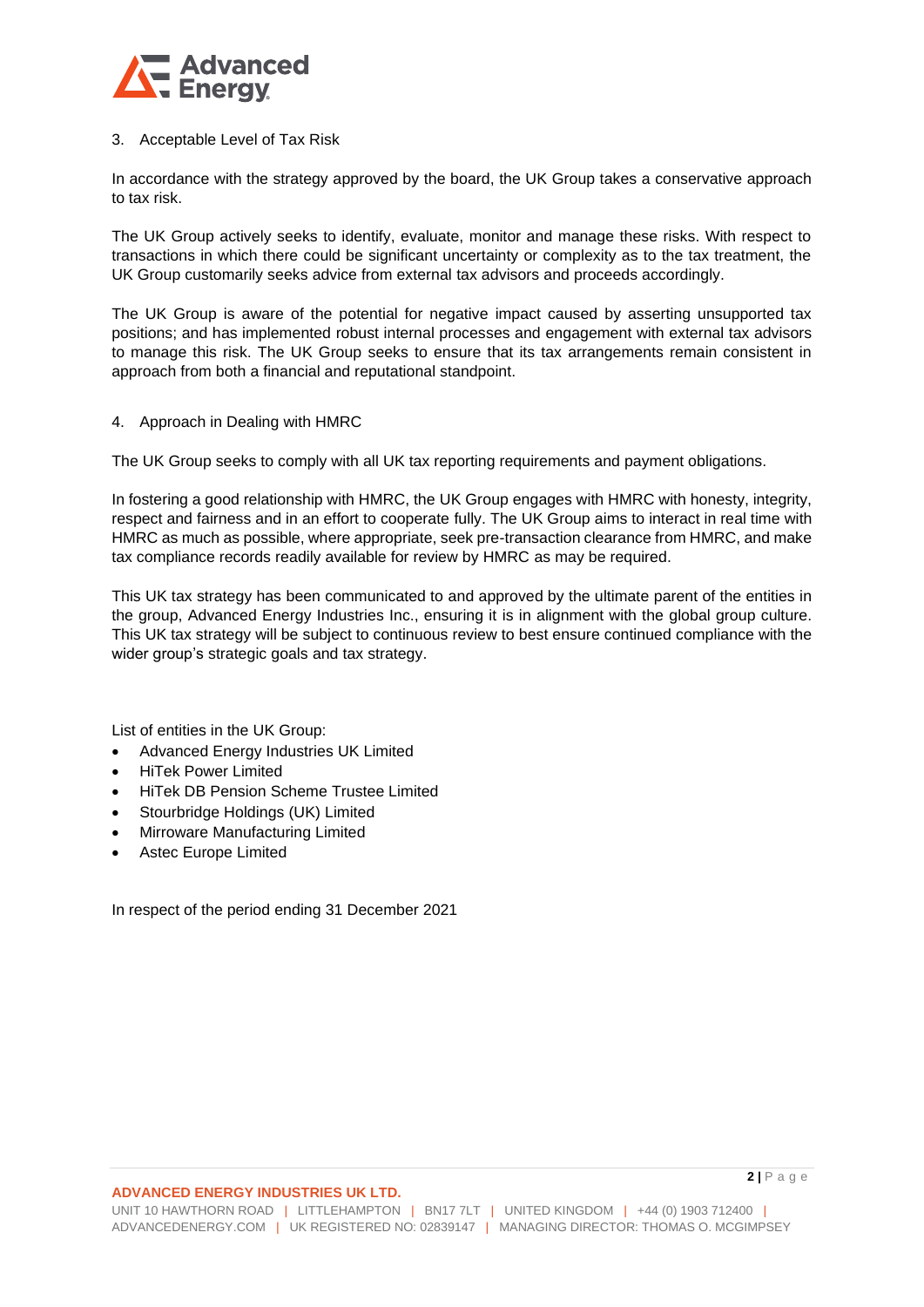## 3. Acceptable Level of Tax Risk

In accordance with the strategy approved by the board, the UK Group takes a conservative approach to tax risk.

The UK Group actively seeks to identify, evaluate, monitor and manage these risks. With respect to transactions in which there could be significant uncertainty or complexity as to the tax treatment, the UK Group customarily seeks advice from external tax advisors and proceeds accordingly.

The UK Group is aware of the potential for negative impact caused by asserting unsupported tax positions; and has implemented robust internal processes and engagement with external tax advisors to manage this risk. The UK Group seeks to ensure that its tax arrangements remain consistent in approach from both a financial and reputational standpoint.

## 4. Approach in Dealing with HMRC

The UK Group seeks to comply with all UK tax reporting requirements and payment obligations.

In fostering a good relationship with HMRC, the UK Group engages with HMRC with honesty, integrity, respect and fairness and in an effort to cooperate fully. The UK Group aims to interact in real time with HMRC as much as possible, where appropriate, seek pre-transaction clearance from HMRC, and make tax compliance records readily available for review by HMRC as may be required.

This UK tax strategy has been communicated to and approved by the ultimate parent of the entities in the group, Advanced Energy Industries Inc., ensuring it is in alignment with the global group culture. This UK tax strategy will be subject to continuous review to best ensure continued compliance with the wider group's strategic goals and tax strategy.

List of entities in the UK Group:

- Advanced Energy Industries UK Limited
- HiTek Power Limited
- HiTek DB Pension Scheme Trustee Limited
- Stourbridge Holdings (UK) Limited
- Mirroware Manufacturing Limited
- Astec Europe Limited

In respect of the period ending 31 December 2021